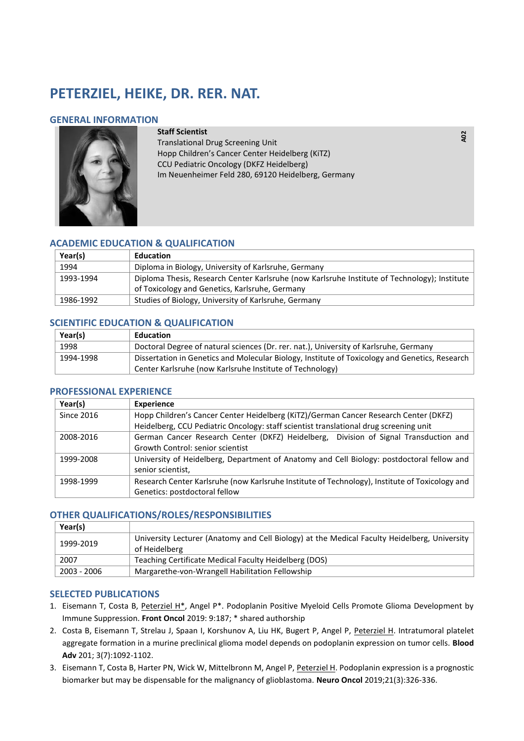# PETERZIEL, HEIKE, DR. RER. NAT.

## GENERAL INFORMATION

**Staff Scientist**
Translational Drug Screening Unit
Hopp Children's Cancer Center Heidelberg (KiTZ)
CCU Pediatric Oncology (DKFZ Heidelberg)
Im Neuenheimer Feld 280, 69120 Heidelberg, Germany

**A02**

## ACADEMIC EDUCATION & QUALIFICATION

| Year(s) | Education |
|---|---|
| 1994 | Diploma in Biology, University of Karlsruhe, Germany |
| 1993-1994 | Diploma Thesis, Research Center Karlsruhe (now Karlsruhe Institute of Technology); Institute of Toxicology and Genetics, Karlsruhe, Germany |
| 1986-1992 | Studies of Biology, University of Karlsruhe, Germany |

## SCIENTIFIC EDUCATION & QUALIFICATION

| Year(s) | Education |
|---|---|
| 1998 | Doctoral Degree of natural sciences (Dr. rer. nat.), University of Karlsruhe, Germany |
| 1994-1998 | Dissertation in Genetics and Molecular Biology, Institute of Toxicology and Genetics, Research Center Karlsruhe (now Karlsruhe Institute of Technology) |

## PROFESSIONAL EXPERIENCE

| Year(s) | Experience |
|---|---|
| Since 2016 | Hopp Children's Cancer Center Heidelberg (KiTZ)/German Cancer Research Center (DKFZ) Heidelberg, CCU Pediatric Oncology: staff scientist translational drug screening unit |
| 2008-2016 | German Cancer Research Center (DKFZ) Heidelberg, Division of Signal Transduction and Growth Control: senior scientist |
| 1999-2008 | University of Heidelberg, Department of Anatomy and Cell Biology: postdoctoral fellow and senior scientist, |
| 1998-1999 | Research Center Karlsruhe (now Karlsruhe Institute of Technology), Institute of Toxicology and Genetics: postdoctoral fellow |

## OTHER QUALIFICATIONS/ROLES/RESPONSIBILITIES

| Year(s) | |
|---|---|
| 1999-2019 | University Lecturer (Anatomy and Cell Biology) at the Medical Faculty Heidelberg, University of Heidelberg |
| 2007 | Teaching Certificate Medical Faculty Heidelberg (DOS) |
| 2003 - 2006 | Margarethe-von-Wrangell Habilitation Fellowship |

## SELECTED PUBLICATIONS

1. Eisemann T, Costa B, Peterziel H*, Angel P*. Podoplanin Positive Myeloid Cells Promote Glioma Development by Immune Suppression. **Front Oncol** 2019: 9:187; * shared authorship
2. Costa B, Eisemann T, Strelau J, Spaan I, Korshunov A, Liu HK, Bugert P, Angel P, Peterziel H. Intratumoral platelet aggregate formation in a murine preclinical glioma model depends on podoplanin expression on tumor cells. **Blood Adv** 201; 3(7):1092-1102.
3. Eisemann T, Costa B, Harter PN, Wick W, Mittelbronn M, Angel P, Peterziel H. Podoplanin expression is a prognostic biomarker but may be dispensable for the malignancy of glioblastoma. **Neuro Oncol** 2019;21(3):326-336.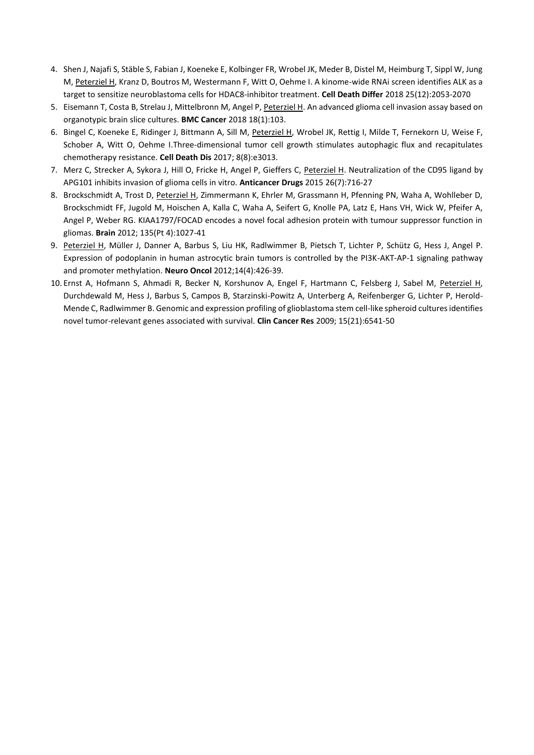4. Shen J, Najafi S, Stäble S, Fabian J, Koeneke E, Kolbinger FR, Wrobel JK, Meder B, Distel M, Heimburg T, Sippl W, Jung M, Peterziel H, Kranz D, Boutros M, Westermann F, Witt O, Oehme I. A kinome-wide RNAi screen identifies ALK as a target to sensitize neuroblastoma cells for HDAC8-inhibitor treatment. **Cell Death Differ** 2018 25(12):2053-2070
5. Eisemann T, Costa B, Strelau J, Mittelbronn M, Angel P, Peterziel H. An advanced glioma cell invasion assay based on organotypic brain slice cultures. **BMC Cancer** 2018 18(1):103.
6. Bingel C, Koeneke E, Ridinger J, Bittmann A, Sill M, Peterziel H, Wrobel JK, Rettig I, Milde T, Fernekorn U, Weise F, Schober A, Witt O, Oehme I.Three-dimensional tumor cell growth stimulates autophagic flux and recapitulates chemotherapy resistance. **Cell Death Dis** 2017; 8(8):e3013.
7. Merz C, Strecker A, Sykora J, Hill O, Fricke H, Angel P, Gieffers C, Peterziel H. Neutralization of the CD95 ligand by APG101 inhibits invasion of glioma cells in vitro. **Anticancer Drugs** 2015 26(7):716-27
8. Brockschmidt A, Trost D, Peterziel H, Zimmermann K, Ehrler M, Grassmann H, Pfenning PN, Waha A, Wohlleber D, Brockschmidt FF, Jugold M, Hoischen A, Kalla C, Waha A, Seifert G, Knolle PA, Latz E, Hans VH, Wick W, Pfeifer A, Angel P, Weber RG. KIAA1797/FOCAD encodes a novel focal adhesion protein with tumour suppressor function in gliomas. **Brain** 2012; 135(Pt 4):1027-41
9. Peterziel H, Müller J, Danner A, Barbus S, Liu HK, Radlwimmer B, Pietsch T, Lichter P, Schütz G, Hess J, Angel P. Expression of podoplanin in human astrocytic brain tumors is controlled by the PI3K-AKT-AP-1 signaling pathway and promoter methylation. **Neuro Oncol** 2012;14(4):426-39.
10. Ernst A, Hofmann S, Ahmadi R, Becker N, Korshunov A, Engel F, Hartmann C, Felsberg J, Sabel M, Peterziel H, Durchdewald M, Hess J, Barbus S, Campos B, Starzinski-Powitz A, Unterberg A, Reifenberger G, Lichter P, Herold-Mende C, Radlwimmer B. Genomic and expression profiling of glioblastoma stem cell-like spheroid cultures identifies novel tumor-relevant genes associated with survival. **Clin Cancer Res** 2009; 15(21):6541-50